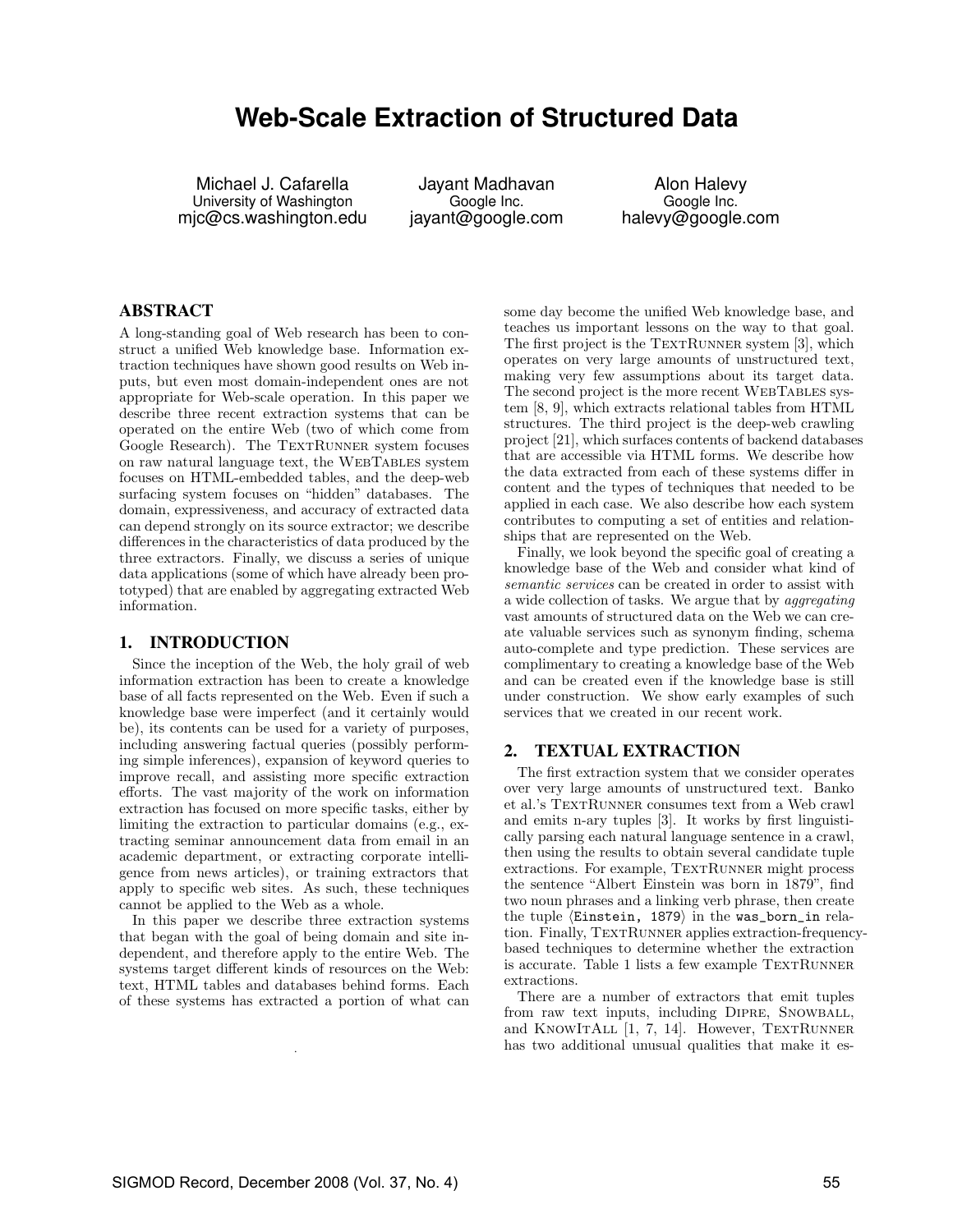# Web-Scale Extraction of Structured Data

Michael J. Cafarella
University of Washington
mjc@cs.washington.edu

Jayant Madhavan
Google Inc.
jayant@google.com

Alon Halevy
Google Inc.
halevy@google.com

## ABSTRACT

A long-standing goal of Web research has been to construct a unified Web knowledge base. Information extraction techniques have shown good results on Web inputs, but even most domain-independent ones are not appropriate for Web-scale operation. In this paper we describe three recent extraction systems that can be operated on the entire Web (two of which come from Google Research). The TextRunner system focuses on raw natural language text, the WebTables system focuses on HTML-embedded tables, and the deep-web surfacing system focuses on "hidden" databases. The domain, expressiveness, and accuracy of extracted data can depend strongly on its source extractor; we describe differences in the characteristics of data produced by the three extractors. Finally, we discuss a series of unique data applications (some of which have already been prototyped) that are enabled by aggregating extracted Web information.

## 1. INTRODUCTION

Since the inception of the Web, the holy grail of web information extraction has been to create a knowledge base of all facts represented on the Web. Even if such a knowledge base were imperfect (and it certainly would be), its contents can be used for a variety of purposes, including answering factual queries (possibly performing simple inferences), expansion of keyword queries to improve recall, and assisting more specific extraction efforts. The vast majority of the work on information extraction has focused on more specific tasks, either by limiting the extraction to particular domains (e.g., extracting seminar announcement data from email in an academic department, or extracting corporate intelligence from news articles), or training extractors that apply to specific web sites. As such, these techniques cannot be applied to the Web as a whole.

In this paper we describe three extraction systems that began with the goal of being domain and site independent, and therefore apply to the entire Web. The systems target different kinds of resources on the Web: text, HTML tables and databases behind forms. Each of these systems has extracted a portion of what can some day become the unified Web knowledge base, and teaches us important lessons on the way to that goal. The first project is the TextRunner system [3], which operates on very large amounts of unstructured text, making very few assumptions about its target data. The second project is the more recent WebTables system [8, 9], which extracts relational tables from HTML structures. The third project is the deep-web crawling project [21], which surfaces contents of backend databases that are accessible via HTML forms. We describe how the data extracted from each of these systems differ in content and the types of techniques that needed to be applied in each case. We also describe how each system contributes to computing a set of entities and relationships that are represented on the Web.

Finally, we look beyond the specific goal of creating a knowledge base of the Web and consider what kind of *semantic services* can be created in order to assist with a wide collection of tasks. We argue that by *aggregating* vast amounts of structured data on the Web we can create valuable services such as synonym finding, schema auto-complete and type prediction. These services are complimentary to creating a knowledge base of the Web and can be created even if the knowledge base is still under construction. We show early examples of such services that we created in our recent work.

## 2. TEXTUAL EXTRACTION

The first extraction system that we consider operates over very large amounts of unstructured text. Banko et al.'s TextRunner consumes text from a Web crawl and emits n-ary tuples [3]. It works by first linguistically parsing each natural language sentence in a crawl, then using the results to obtain several candidate tuple extractions. For example, TextRunner might process the sentence "Albert Einstein was born in 1879", find two noun phrases and a linking verb phrase, then create the tuple ⟨`Einstein, 1879`⟩ in the `was_born_in` relation. Finally, TextRunner applies extraction-frequency-based techniques to determine whether the extraction is accurate. Table 1 lists a few example TextRunner extractions.

There are a number of extractors that emit tuples from raw text inputs, including Dipre, Snowball, and KnowItAll [1, 7, 14]. However, TextRunner has two additional unusual qualities that make it es-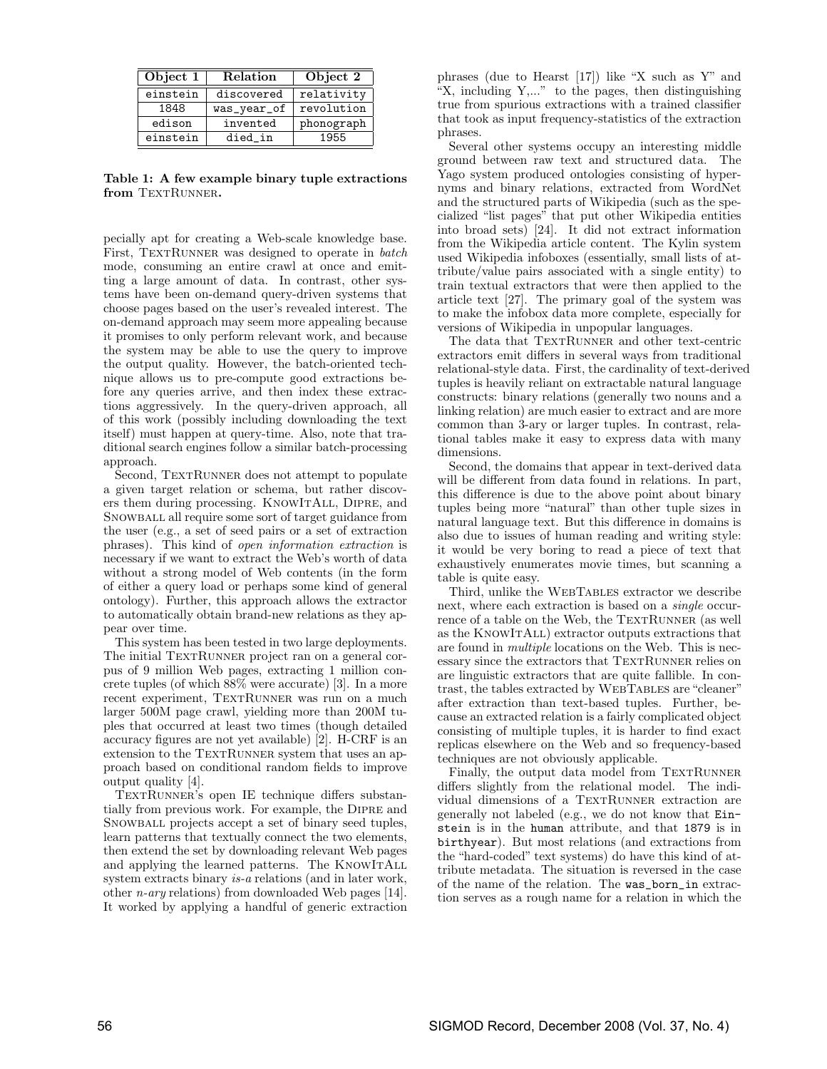| Object 1 | Relation | Object 2 |
|---|---|---|
| einstein | discovered | relativity |
| 1848 | was_year_of | revolution |
| edison | invented | phonograph |
| einstein | died_in | 1955 |

**Table 1: A few example binary tuple extractions from TextRunner.**

pecially apt for creating a Web-scale knowledge base. First, TextRunner was designed to operate in *batch* mode, consuming an entire crawl at once and emitting a large amount of data. In contrast, other systems have been on-demand query-driven systems that choose pages based on the user's revealed interest. The on-demand approach may seem more appealing because it promises to only perform relevant work, and because the system may be able to use the query to improve the output quality. However, the batch-oriented technique allows us to pre-compute good extractions before any queries arrive, and then index these extractions aggressively. In the query-driven approach, all of this work (possibly including downloading the text itself) must happen at query-time. Also, note that traditional search engines follow a similar batch-processing approach.

Second, TextRunner does not attempt to populate a given target relation or schema, but rather discovers them during processing. KnowItAll, Dipre, and Snowball all require some sort of target guidance from the user (e.g., a set of seed pairs or a set of extraction phrases). This kind of *open information extraction* is necessary if we want to extract the Web's worth of data without a strong model of Web contents (in the form of either a query load or perhaps some kind of general ontology). Further, this approach allows the extractor to automatically obtain brand-new relations as they appear over time.

This system has been tested in two large deployments. The initial TextRunner project ran on a general corpus of 9 million Web pages, extracting 1 million concrete tuples (of which 88% were accurate) [3]. In a more recent experiment, TextRunner was run on a much larger 500M page crawl, yielding more than 200M tuples that occurred at least two times (though detailed accuracy figures are not yet available) [2]. H-CRF is an extension to the TextRunner system that uses an approach based on conditional random fields to improve output quality [4].

TextRunner's open IE technique differs substantially from previous work. For example, the Dipre and Snowball projects accept a set of binary seed tuples, learn patterns that textually connect the two elements, then extend the set by downloading relevant Web pages and applying the learned patterns. The KnowItAll system extracts binary *is-a* relations (and in later work, other *n-ary* relations) from downloaded Web pages [14]. It worked by applying a handful of generic extraction phrases (due to Hearst [17]) like "X such as Y" and "X, including Y,..." to the pages, then distinguishing true from spurious extractions with a trained classifier that took as input frequency-statistics of the extraction phrases.

Several other systems occupy an interesting middle ground between raw text and structured data. The Yago system produced ontologies consisting of hypernyms and binary relations, extracted from WordNet and the structured parts of Wikipedia (such as the specialized "list pages" that put other Wikipedia entities into broad sets) [24]. It did not extract information from the Wikipedia article content. The Kylin system used Wikipedia infoboxes (essentially, small lists of attribute/value pairs associated with a single entity) to train textual extractors that were then applied to the article text [27]. The primary goal of the system was to make the infobox data more complete, especially for versions of Wikipedia in unpopular languages.

The data that TextRunner and other text-centric extractors emit differs in several ways from traditional relational-style data. First, the cardinality of text-derived tuples is heavily reliant on extractable natural language constructs: binary relations (generally two nouns and a linking relation) are much easier to extract and are more common than 3-ary or larger tuples. In contrast, relational tables make it easy to express data with many dimensions.

Second, the domains that appear in text-derived data will be different from data found in relations. In part, this difference is due to the above point about binary tuples being more "natural" than other tuple sizes in natural language text. But this difference in domains is also due to issues of human reading and writing style: it would be very boring to read a piece of text that exhaustively enumerates movie times, but scanning a table is quite easy.

Third, unlike the WebTables extractor we describe next, where each extraction is based on a *single* occurrence of a table on the Web, the TextRunner (as well as the KnowItAll) extractor outputs extractions that are found in *multiple* locations on the Web. This is necessary since the extractors that TextRunner relies on are linguistic extractors that are quite fallible. In contrast, the tables extracted by WebTables are "cleaner" after extraction than text-based tuples. Further, because an extracted relation is a fairly complicated object consisting of multiple tuples, it is harder to find exact replicas elsewhere on the Web and so frequency-based techniques are not obviously applicable.

Finally, the output data model from TextRunner differs slightly from the relational model. The individual dimensions of a TextRunner extraction are generally not labeled (e.g., we do not know that Einstein is in the human attribute, and that 1879 is in birthyear). But most relations (and extractions from the "hard-coded" text systems) do have this kind of attribute metadata. The situation is reversed in the case of the name of the relation. The was_born_in extraction serves as a rough name for a relation in which the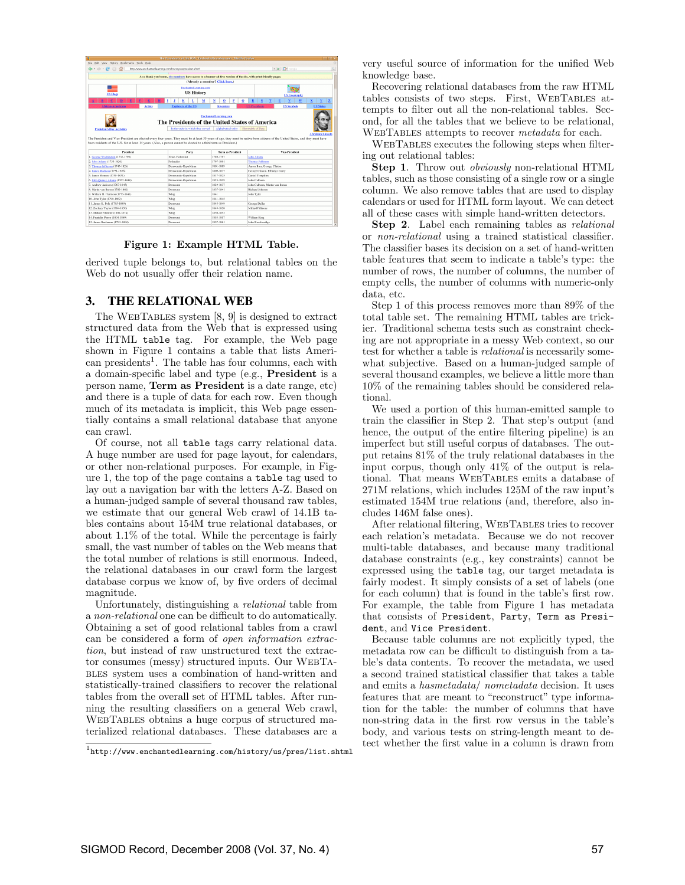Figure 1: Example HTML Table.

derived tuple belongs to, but relational tables on the Web do not usually offer their relation name.

## 3. THE RELATIONAL WEB

The WebTables system [8, 9] is designed to extract structured data from the Web that is expressed using the HTML `table` tag. For example, the Web page shown in Figure 1 contains a table that lists American presidents[1]. The table has four columns, each with a domain-specific label and type (e.g., **President** is a person name, **Term as President** is a date range, etc) and there is a tuple of data for each row. Even though much of its metadata is implicit, this Web page essentially contains a small relational database that anyone can crawl.

Of course, not all `table` tags carry relational data. A huge number are used for page layout, for calendars, or other non-relational purposes. For example, in Figure 1, the top of the page contains a `table` tag used to lay out a navigation bar with the letters A-Z. Based on a human-judged sample of several thousand raw tables, we estimate that our general Web crawl of 14.1B tables contains about 154M true relational databases, or about 1.1% of the total. While the percentage is fairly small, the vast number of tables on the Web means that the total number of relations is still enormous. Indeed, the relational databases in our crawl form the largest database corpus we know of, by five orders of decimal magnitude.

Unfortunately, distinguishing a *relational* table from a *non-relational* one can be difficult to do automatically. Obtaining a set of good relational tables from a crawl can be considered a form of *open information extraction*, but instead of raw unstructured text the extractor consumes (messy) structured inputs. Our WebTables system uses a combination of hand-written and statistically-trained classifiers to recover the relational tables from the overall set of HTML tables. After running the resulting classifiers on a general Web crawl, WebTables obtains a huge corpus of structured materialized relational databases. These databases are a very useful source of information for the unified Web knowledge base.

Recovering relational databases from the raw HTML tables consists of two steps. First, WebTables attempts to filter out all the non-relational tables. Second, for all the tables that we believe to be relational, WebTables attempts to recover *metadata* for each.

WebTables executes the following steps when filtering out relational tables:

**Step 1.** Throw out *obviously* non-relational HTML tables, such as those consisting of a single row or a single column. We also remove tables that are used to display calendars or used for HTML form layout. We can detect all of these cases with simple hand-written detectors.

**Step 2.** Label each remaining tables as *relational* or *non-relational* using a trained statistical classifier. The classifier bases its decision on a set of hand-written table features that seem to indicate a table's type: the number of rows, the number of columns, the number of empty cells, the number of columns with numeric-only data, etc.

Step 1 of this process removes more than 89% of the total table set. The remaining HTML tables are trickier. Traditional schema tests such as constraint checking are not appropriate in a messy Web context, so our test for whether a table is *relational* is necessarily somewhat subjective. Based on a human-judged sample of several thousand examples, we believe a little more than 10% of the remaining tables should be considered relational.

We used a portion of this human-emitted sample to train the classifier in Step 2. That step's output (and hence, the output of the entire filtering pipeline) is an imperfect but still useful corpus of databases. The output retains 81% of the truly relational databases in the input corpus, though only 41% of the output is relational. That means WebTables emits a database of 271M relations, which includes 125M of the raw input's estimated 154M true relations (and, therefore, also includes 146M false ones).

After relational filtering, WebTables tries to recover each relation's metadata. Because we do not recover multi-table databases, and because many traditional database constraints (e.g., key constraints) cannot be expressed using the `table` tag, our target metadata is fairly modest. It simply consists of a set of labels (one for each column) that is found in the table's first row. For example, the table from Figure 1 has metadata that consists of `President`, `Party`, `Term as President`, and `Vice President`.

Because table columns are not explicitly typed, the metadata row can be difficult to distinguish from a table's data contents. To recover the metadata, we used a second trained statistical classifier that takes a table and emits a *hasmetadata*/ *nometadata* decision. It uses features that are meant to "reconstruct" type information for the table: the number of columns that have non-string data in the first row versus in the table's body, and various tests on string-length meant to detect whether the first value in a column is drawn from

[1] `http://www.enchantedlearning.com/history/us/pres/list.shtml`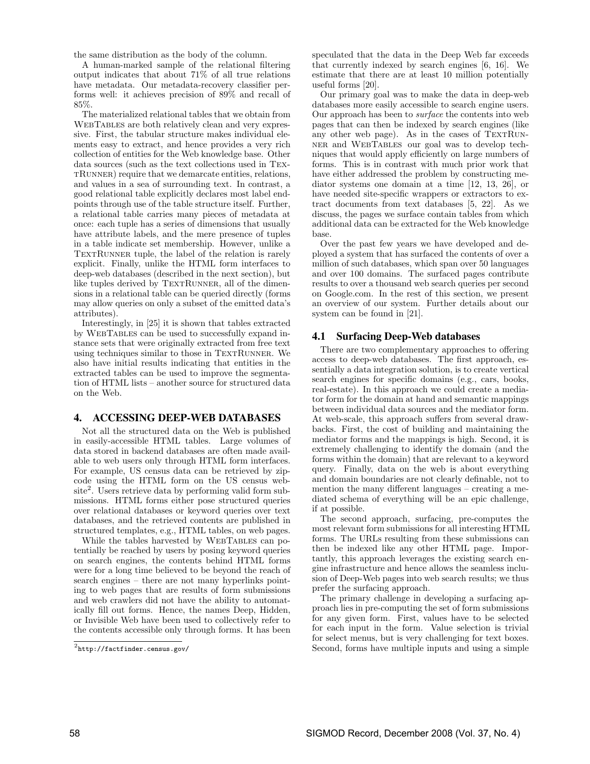the same distribution as the body of the column.

A human-marked sample of the relational filtering output indicates that about 71% of all true relations have metadata. Our metadata-recovery classifier performs well: it achieves precision of 89% and recall of 85%.

The materialized relational tables that we obtain from WebTables are both relatively clean and very expressive. First, the tabular structure makes individual elements easy to extract, and hence provides a very rich collection of entities for the Web knowledge base. Other data sources (such as the text collections used in TextRunner) require that we demarcate entities, relations, and values in a sea of surrounding text. In contrast, a good relational table explicitly declares most label endpoints through use of the table structure itself. Further, a relational table carries many pieces of metadata at once: each tuple has a series of dimensions that usually have attribute labels, and the mere presence of tuples in a table indicate set membership. However, unlike a TextRunner tuple, the label of the relation is rarely explicit. Finally, unlike the HTML form interfaces to deep-web databases (described in the next section), but like tuples derived by TextRunner, all of the dimensions in a relational table can be queried directly (forms may allow queries on only a subset of the emitted data's attributes).

Interestingly, in [25] it is shown that tables extracted by WebTables can be used to successfully expand instance sets that were originally extracted from free text using techniques similar to those in TextRunner. We also have initial results indicating that entities in the extracted tables can be used to improve the segmentation of HTML lists – another source for structured data on the Web.

## 4. ACCESSING DEEP-WEB DATABASES

Not all the structured data on the Web is published in easily-accessible HTML tables. Large volumes of data stored in backend databases are often made available to web users only through HTML form interfaces. For example, US census data can be retrieved by zipcode using the HTML form on the US census website[2]. Users retrieve data by performing valid form submissions. HTML forms either pose structured queries over relational databases or keyword queries over text databases, and the retrieved contents are published in structured templates, e.g., HTML tables, on web pages.

While the tables harvested by WebTables can potentially be reached by users by posing keyword queries on search engines, the contents behind HTML forms were for a long time believed to be beyond the reach of search engines – there are not many hyperlinks pointing to web pages that are results of form submissions and web crawlers did not have the ability to automatically fill out forms. Hence, the names Deep, Hidden, or Invisible Web have been used to collectively refer to the contents accessible only through forms. It has been speculated that the data in the Deep Web far exceeds that currently indexed by search engines [6, 16]. We estimate that there are at least 10 million potentially useful forms [20].

Our primary goal was to make the data in deep-web databases more easily accessible to search engine users. Our approach has been to *surface* the contents into web pages that can then be indexed by search engines (like any other web page). As in the cases of TextRunner and WebTables our goal was to develop techniques that would apply efficiently on large numbers of forms. This is in contrast with much prior work that have either addressed the problem by constructing mediator systems one domain at a time [12, 13, 26], or have needed site-specific wrappers or extractors to extract documents from text databases [5, 22]. As we discuss, the pages we surface contain tables from which additional data can be extracted for the Web knowledge base.

Over the past few years we have developed and deployed a system that has surfaced the contents of over a million of such databases, which span over 50 languages and over 100 domains. The surfaced pages contribute results to over a thousand web search queries per second on Google.com. In the rest of this section, we present an overview of our system. Further details about our system can be found in [21].

### 4.1 Surfacing Deep-Web databases

There are two complementary approaches to offering access to deep-web databases. The first approach, essentially a data integration solution, is to create vertical search engines for specific domains (e.g., cars, books, real-estate). In this approach we could create a mediator form for the domain at hand and semantic mappings between individual data sources and the mediator form. At web-scale, this approach suffers from several drawbacks. First, the cost of building and maintaining the mediator forms and the mappings is high. Second, it is extremely challenging to identify the domain (and the forms within the domain) that are relevant to a keyword query. Finally, data on the web is about everything and domain boundaries are not clearly definable, not to mention the many different languages – creating a mediated schema of everything will be an epic challenge, if at possible.

The second approach, surfacing, pre-computes the most relevant form submissions for all interesting HTML forms. The URLs resulting from these submissions can then be indexed like any other HTML page. Importantly, this approach leverages the existing search engine infrastructure and hence allows the seamless inclusion of Deep-Web pages into web search results; we thus prefer the surfacing approach.

The primary challenge in developing a surfacing approach lies in pre-computing the set of form submissions for any given form. First, values have to be selected for each input in the form. Value selection is trivial for select menus, but is very challenging for text boxes. Second, forms have multiple inputs and using a simple

[2] http://factfinder.census.gov/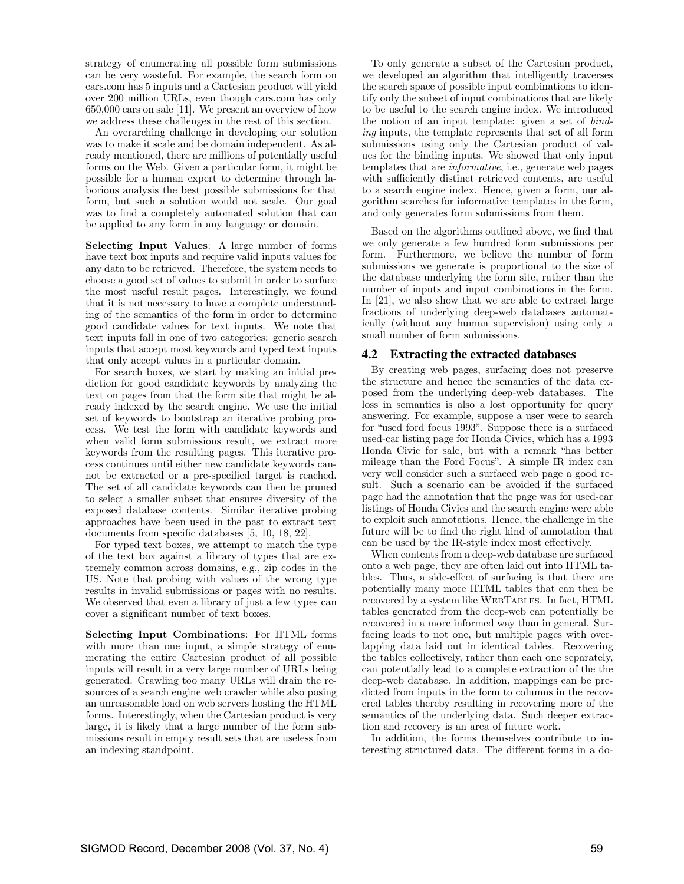strategy of enumerating all possible form submissions can be very wasteful. For example, the search form on cars.com has 5 inputs and a Cartesian product will yield over 200 million URLs, even though cars.com has only 650,000 cars on sale [11]. We present an overview of how we address these challenges in the rest of this section.

An overarching challenge in developing our solution was to make it scale and be domain independent. As already mentioned, there are millions of potentially useful forms on the Web. Given a particular form, it might be possible for a human expert to determine through laborious analysis the best possible submissions for that form, but such a solution would not scale. Our goal was to find a completely automated solution that can be applied to any form in any language or domain.

**Selecting Input Values**: A large number of forms have text box inputs and require valid inputs values for any data to be retrieved. Therefore, the system needs to choose a good set of values to submit in order to surface the most useful result pages. Interestingly, we found that it is not necessary to have a complete understanding of the semantics of the form in order to determine good candidate values for text inputs. We note that text inputs fall in one of two categories: generic search inputs that accept most keywords and typed text inputs that only accept values in a particular domain.

For search boxes, we start by making an initial prediction for good candidate keywords by analyzing the text on pages from that the form site that might be already indexed by the search engine. We use the initial set of keywords to bootstrap an iterative probing process. We test the form with candidate keywords and when valid form submissions result, we extract more keywords from the resulting pages. This iterative process continues until either new candidate keywords cannot be extracted or a pre-specified target is reached. The set of all candidate keywords can then be pruned to select a smaller subset that ensures diversity of the exposed database contents. Similar iterative probing approaches have been used in the past to extract text documents from specific databases [5, 10, 18, 22].

For typed text boxes, we attempt to match the type of the text box against a library of types that are extremely common across domains, e.g., zip codes in the US. Note that probing with values of the wrong type results in invalid submissions or pages with no results. We observed that even a library of just a few types can cover a significant number of text boxes.

**Selecting Input Combinations**: For HTML forms with more than one input, a simple strategy of enumerating the entire Cartesian product of all possible inputs will result in a very large number of URLs being generated. Crawling too many URLs will drain the resources of a search engine web crawler while also posing an unreasonable load on web servers hosting the HTML forms. Interestingly, when the Cartesian product is very large, it is likely that a large number of the form submissions result in empty result sets that are useless from an indexing standpoint.

To only generate a subset of the Cartesian product, we developed an algorithm that intelligently traverses the search space of possible input combinations to identify only the subset of input combinations that are likely to be useful to the search engine index. We introduced the notion of an input template: given a set of *binding* inputs, the template represents that set of all form submissions using only the Cartesian product of values for the binding inputs. We showed that only input templates that are *informative*, i.e., generate web pages with sufficiently distinct retrieved contents, are useful to a search engine index. Hence, given a form, our algorithm searches for informative templates in the form, and only generates form submissions from them.

Based on the algorithms outlined above, we find that we only generate a few hundred form submissions per form. Furthermore, we believe the number of form submissions we generate is proportional to the size of the database underlying the form site, rather than the number of inputs and input combinations in the form. In [21], we also show that we are able to extract large fractions of underlying deep-web databases automatically (without any human supervision) using only a small number of form submissions.

## 4.2 Extracting the extracted databases

By creating web pages, surfacing does not preserve the structure and hence the semantics of the data exposed from the underlying deep-web databases. The loss in semantics is also a lost opportunity for query answering. For example, suppose a user were to search for "used ford focus 1993". Suppose there is a surfaced used-car listing page for Honda Civics, which has a 1993 Honda Civic for sale, but with a remark "has better mileage than the Ford Focus". A simple IR index can very well consider such a surfaced web page a good result. Such a scenario can be avoided if the surfaced page had the annotation that the page was for used-car listings of Honda Civics and the search engine were able to exploit such annotations. Hence, the challenge in the future will be to find the right kind of annotation that can be used by the IR-style index most effectively.

When contents from a deep-web database are surfaced onto a web page, they are often laid out into HTML tables. Thus, a side-effect of surfacing is that there are potentially many more HTML tables that can then be recovered by a system like WebTables. In fact, HTML tables generated from the deep-web can potentially be recovered in a more informed way than in general. Surfacing leads to not one, but multiple pages with overlapping data laid out in identical tables. Recovering the tables collectively, rather than each one separately, can potentially lead to a complete extraction of the the deep-web database. In addition, mappings can be predicted from inputs in the form to columns in the recovered tables thereby resulting in recovering more of the semantics of the underlying data. Such deeper extraction and recovery is an area of future work.

In addition, the forms themselves contribute to interesting structured data. The different forms in a do-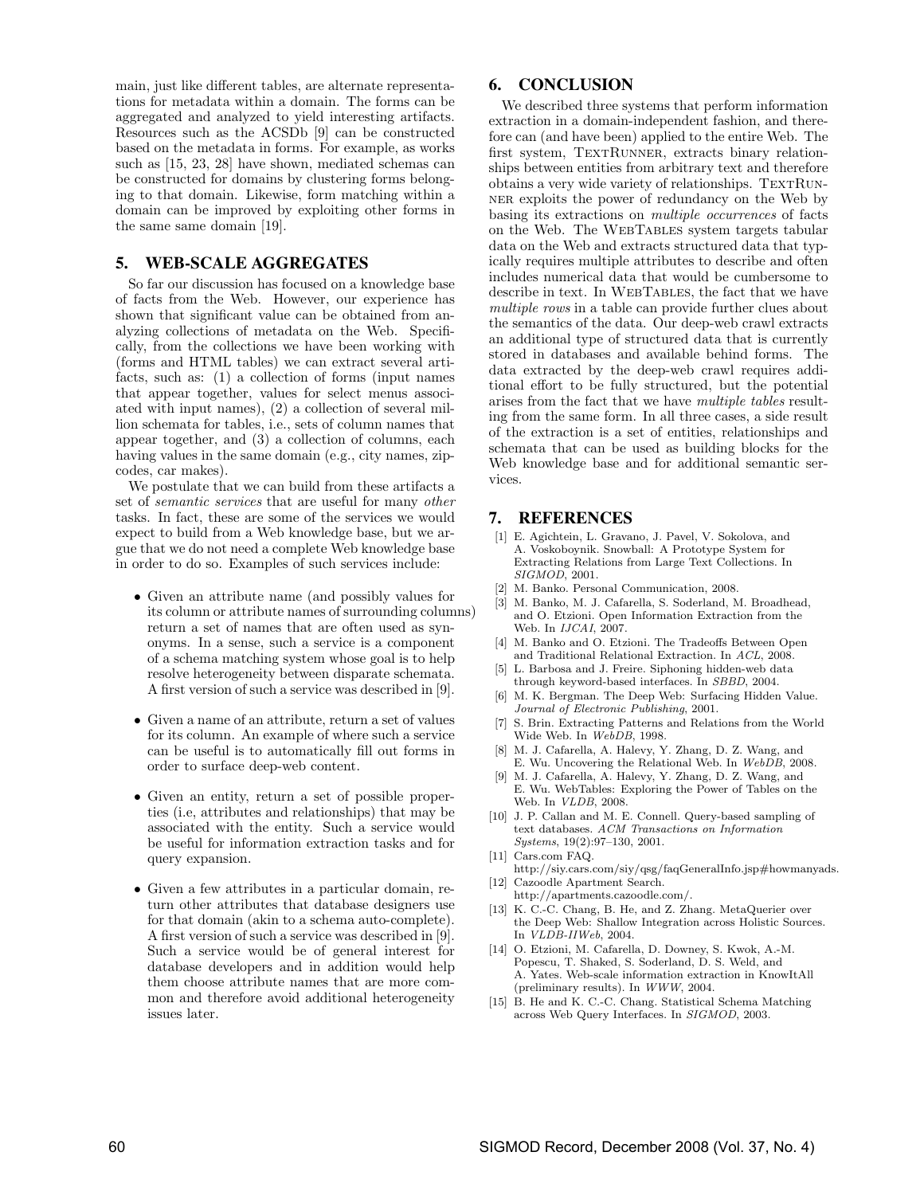main, just like different tables, are alternate representations for metadata within a domain. The forms can be aggregated and analyzed to yield interesting artifacts. Resources such as the ACSDb [9] can be constructed based on the metadata in forms. For example, as works such as [15, 23, 28] have shown, mediated schemas can be constructed for domains by clustering forms belonging to that domain. Likewise, form matching within a domain can be improved by exploiting other forms in the same same domain [19].

## 5. WEB-SCALE AGGREGATES

So far our discussion has focused on a knowledge base of facts from the Web. However, our experience has shown that significant value can be obtained from analyzing collections of metadata on the Web. Specifically, from the collections we have been working with (forms and HTML tables) we can extract several artifacts, such as: (1) a collection of forms (input names that appear together, values for select menus associated with input names), (2) a collection of several million schemata for tables, i.e., sets of column names that appear together, and (3) a collection of columns, each having values in the same domain (e.g., city names, zipcodes, car makes).

We postulate that we can build from these artifacts a set of *semantic services* that are useful for many *other* tasks. In fact, these are some of the services we would expect to build from a Web knowledge base, but we argue that we do not need a complete Web knowledge base in order to do so. Examples of such services include:

- Given an attribute name (and possibly values for its column or attribute names of surrounding columns) return a set of names that are often used as synonyms. In a sense, such a service is a component of a schema matching system whose goal is to help resolve heterogeneity between disparate schemata. A first version of such a service was described in [9].
- Given a name of an attribute, return a set of values for its column. An example of where such a service can be useful is to automatically fill out forms in order to surface deep-web content.
- Given an entity, return a set of possible properties (i.e, attributes and relationships) that may be associated with the entity. Such a service would be useful for information extraction tasks and for query expansion.
- Given a few attributes in a particular domain, return other attributes that database designers use for that domain (akin to a schema auto-complete). A first version of such a service was described in [9]. Such a service would be of general interest for database developers and in addition would help them choose attribute names that are more common and therefore avoid additional heterogeneity issues later.

## 6. CONCLUSION

We described three systems that perform information extraction in a domain-independent fashion, and therefore can (and have been) applied to the entire Web. The first system, TextRunner, extracts binary relationships between entities from arbitrary text and therefore obtains a very wide variety of relationships. TextRunner exploits the power of redundancy on the Web by basing its extractions on *multiple occurrences* of facts on the Web. The WebTables system targets tabular data on the Web and extracts structured data that typically requires multiple attributes to describe and often includes numerical data that would be cumbersome to describe in text. In WebTables, the fact that we have *multiple rows* in a table can provide further clues about the semantics of the data. Our deep-web crawl extracts an additional type of structured data that is currently stored in databases and available behind forms. The data extracted by the deep-web crawl requires additional effort to be fully structured, but the potential arises from the fact that we have *multiple tables* resulting from the same form. In all three cases, a side result of the extraction is a set of entities, relationships and schemata that can be used as building blocks for the Web knowledge base and for additional semantic services.

## 7. REFERENCES

[1] E. Agichtein, L. Gravano, J. Pavel, V. Sokolova, and A. Voskoboynik. Snowball: A Prototype System for Extracting Relations from Large Text Collections. In *SIGMOD*, 2001.

[2] M. Banko. Personal Communication, 2008.

[3] M. Banko, M. J. Cafarella, S. Soderland, M. Broadhead, and O. Etzioni. Open Information Extraction from the Web. In *IJCAI*, 2007.

[4] M. Banko and O. Etzioni. The Tradeoffs Between Open and Traditional Relational Extraction. In *ACL*, 2008.

[5] L. Barbosa and J. Freire. Siphoning hidden-web data through keyword-based interfaces. In *SBBD*, 2004.

[6] M. K. Bergman. The Deep Web: Surfacing Hidden Value. *Journal of Electronic Publishing*, 2001.

[7] S. Brin. Extracting Patterns and Relations from the World Wide Web. In *WebDB*, 1998.

[8] M. J. Cafarella, A. Halevy, Y. Zhang, D. Z. Wang, and E. Wu. Uncovering the Relational Web. In *WebDB*, 2008.

[9] M. J. Cafarella, A. Halevy, Y. Zhang, D. Z. Wang, and E. Wu. WebTables: Exploring the Power of Tables on the Web. In *VLDB*, 2008.

[10] J. P. Callan and M. E. Connell. Query-based sampling of text databases. *ACM Transactions on Information Systems*, 19(2):97–130, 2001.

[11] Cars.com FAQ. http://siy.cars.com/siy/qsg/faqGeneralInfo.jsp#howmanyads.

[12] Cazoodle Apartment Search. http://apartments.cazoodle.com/.

[13] K. C.-C. Chang, B. He, and Z. Zhang. MetaQuerier over the Deep Web: Shallow Integration across Holistic Sources. In *VLDB-IIWeb*, 2004.

[14] O. Etzioni, M. Cafarella, D. Downey, S. Kwok, A.-M. Popescu, T. Shaked, S. Soderland, D. S. Weld, and A. Yates. Web-scale information extraction in KnowItAll (preliminary results). In *WWW*, 2004.

[15] B. He and K. C.-C. Chang. Statistical Schema Matching across Web Query Interfaces. In *SIGMOD*, 2003.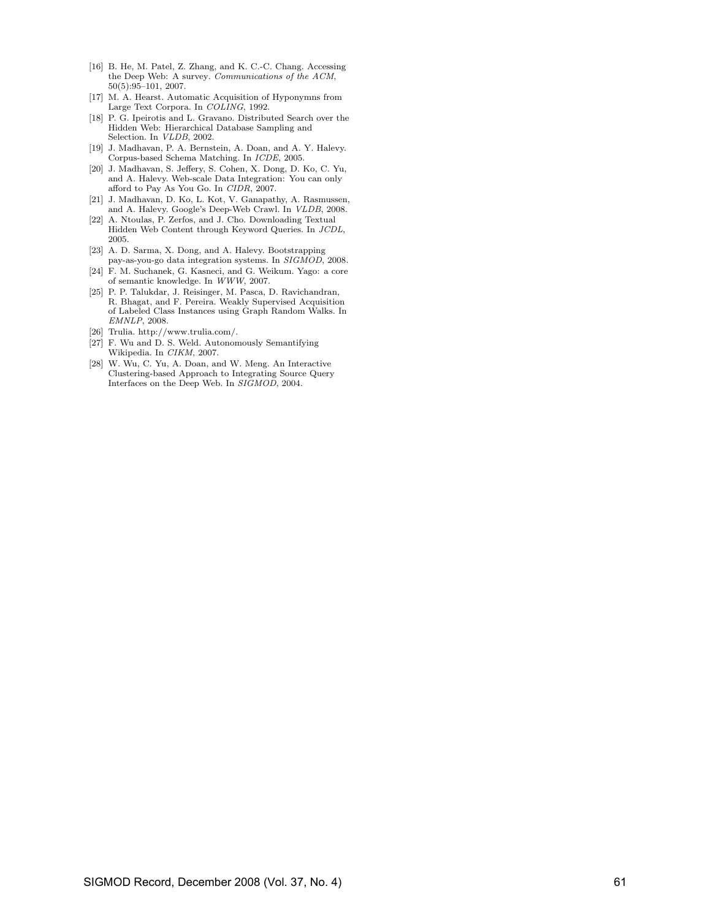- [16] B. He, M. Patel, Z. Zhang, and K. C.-C. Chang. Accessing the Deep Web: A survey. *Communications of the ACM*, 50(5):95–101, 2007.
- [17] M. A. Hearst. Automatic Acquisition of Hyponymns from Large Text Corpora. In *COLING*, 1992.
- [18] P. G. Ipeirotis and L. Gravano. Distributed Search over the Hidden Web: Hierarchical Database Sampling and Selection. In *VLDB*, 2002.
- [19] J. Madhavan, P. A. Bernstein, A. Doan, and A. Y. Halevy. Corpus-based Schema Matching. In *ICDE*, 2005.
- [20] J. Madhavan, S. Jeffery, S. Cohen, X. Dong, D. Ko, C. Yu, and A. Halevy. Web-scale Data Integration: You can only afford to Pay As You Go. In *CIDR*, 2007.
- [21] J. Madhavan, D. Ko, L. Kot, V. Ganapathy, A. Rasmussen, and A. Halevy. Google's Deep-Web Crawl. In *VLDB*, 2008.
- [22] A. Ntoulas, P. Zerfos, and J. Cho. Downloading Textual Hidden Web Content through Keyword Queries. In *JCDL*, 2005.
- [23] A. D. Sarma, X. Dong, and A. Halevy. Bootstrapping pay-as-you-go data integration systems. In *SIGMOD*, 2008.
- [24] F. M. Suchanek, G. Kasneci, and G. Weikum. Yago: a core of semantic knowledge. In *WWW*, 2007.
- [25] P. P. Talukdar, J. Reisinger, M. Pasca, D. Ravichandran, R. Bhagat, and F. Pereira. Weakly Supervised Acquisition of Labeled Class Instances using Graph Random Walks. In *EMNLP*, 2008.
- [26] Trulia. http://www.trulia.com/.
- [27] F. Wu and D. S. Weld. Autonomously Semantifying Wikipedia. In *CIKM*, 2007.
- [28] W. Wu, C. Yu, A. Doan, and W. Meng. An Interactive Clustering-based Approach to Integrating Source Query Interfaces on the Deep Web. In *SIGMOD*, 2004.